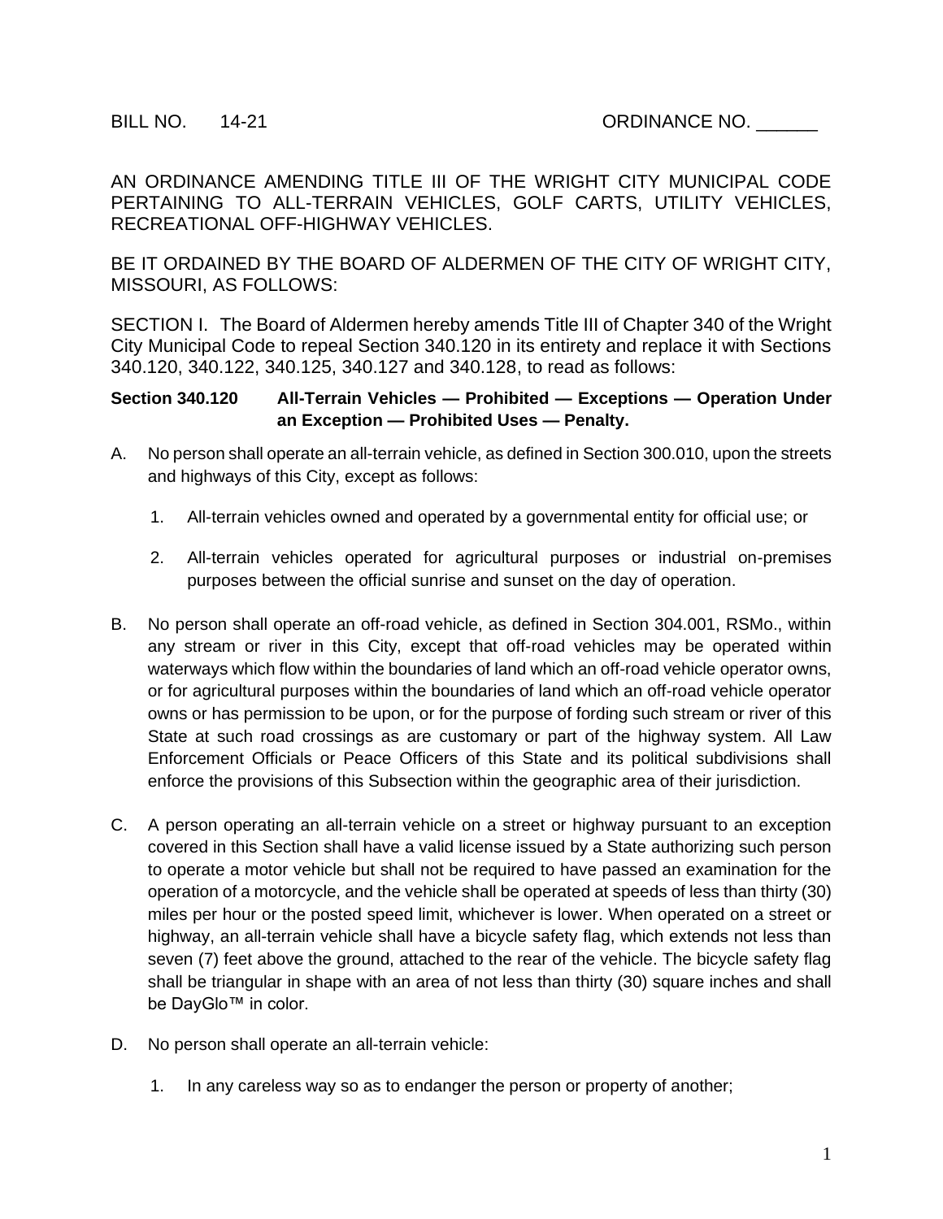BILL NO. 14-21 ORDINANCE NO. ______

AN ORDINANCE AMENDING TITLE III OF THE WRIGHT CITY MUNICIPAL CODE PERTAINING TO ALL-TERRAIN VEHICLES, GOLF CARTS, UTILITY VEHICLES, RECREATIONAL OFF-HIGHWAY VEHICLES.

BE IT ORDAINED BY THE BOARD OF ALDERMEN OF THE CITY OF WRIGHT CITY, MISSOURI, AS FOLLOWS:

SECTION I. The Board of Aldermen hereby amends Title III of Chapter 340 of the Wright City Municipal Code to repeal Section 340.120 in its entirety and replace it with Sections 340.120, 340.122, 340.125, 340.127 and 340.128, to read as follows:

**Section 340.120 All-Terrain Vehicles — Prohibited — Exceptions — Operation Under an Exception — Prohibited Uses — Penalty.**

A. No person shall operate an all-terrain vehicle, as defined in Section 300.010, upon the streets and highways of this City, except as follows:

1. All-terrain vehicles owned and operated by a governmental entity for official use; or

2. All-terrain vehicles operated for agricultural purposes or industrial on-premises purposes between the official sunrise and sunset on the day of operation.

B. No person shall operate an off-road vehicle, as defined in Section 304.001, RSMo., within any stream or river in this City, except that off-road vehicles may be operated within waterways which flow within the boundaries of land which an off-road vehicle operator owns, or for agricultural purposes within the boundaries of land which an off-road vehicle operator owns or has permission to be upon, or for the purpose of fording such stream or river of this State at such road crossings as are customary or part of the highway system. All Law Enforcement Officials or Peace Officers of this State and its political subdivisions shall enforce the provisions of this Subsection within the geographic area of their jurisdiction.

C. A person operating an all-terrain vehicle on a street or highway pursuant to an exception covered in this Section shall have a valid license issued by a State authorizing such person to operate a motor vehicle but shall not be required to have passed an examination for the operation of a motorcycle, and the vehicle shall be operated at speeds of less than thirty (30) miles per hour or the posted speed limit, whichever is lower. When operated on a street or highway, an all-terrain vehicle shall have a bicycle safety flag, which extends not less than seven (7) feet above the ground, attached to the rear of the vehicle. The bicycle safety flag shall be triangular in shape with an area of not less than thirty (30) square inches and shall be DayGlo™ in color.

D. No person shall operate an all-terrain vehicle:

1. In any careless way so as to endanger the person or property of another;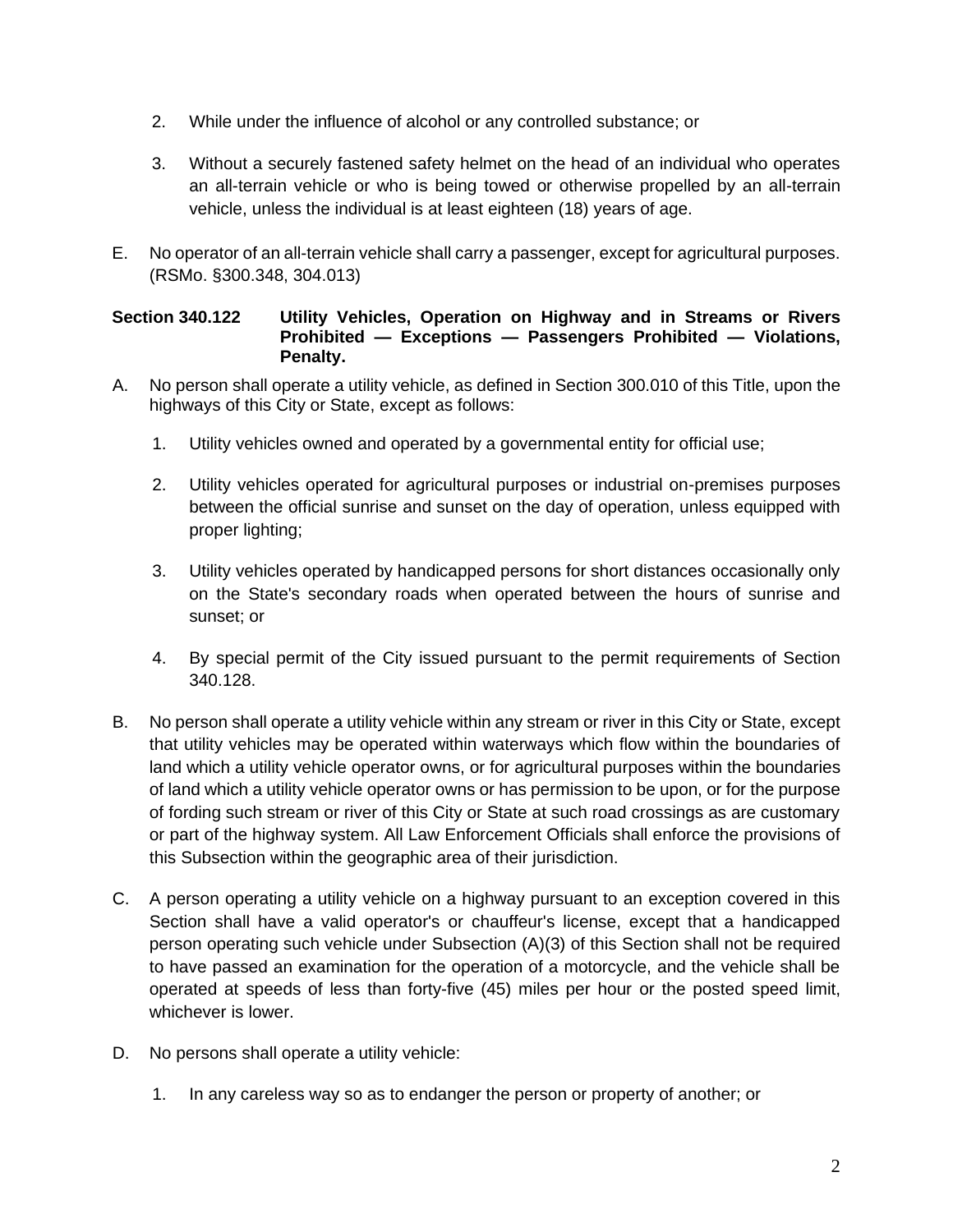2. While under the influence of alcohol or any controlled substance; or

3. Without a securely fastened safety helmet on the head of an individual who operates an all-terrain vehicle or who is being towed or otherwise propelled by an all-terrain vehicle, unless the individual is at least eighteen (18) years of age.

E. No operator of an all-terrain vehicle shall carry a passenger, except for agricultural purposes. (RSMo. §300.348, 304.013)

**Section 340.122 Utility Vehicles, Operation on Highway and in Streams or Rivers Prohibited — Exceptions — Passengers Prohibited — Violations, Penalty.**

A. No person shall operate a utility vehicle, as defined in Section 300.010 of this Title, upon the highways of this City or State, except as follows:

1. Utility vehicles owned and operated by a governmental entity for official use;

2. Utility vehicles operated for agricultural purposes or industrial on-premises purposes between the official sunrise and sunset on the day of operation, unless equipped with proper lighting;

3. Utility vehicles operated by handicapped persons for short distances occasionally only on the State's secondary roads when operated between the hours of sunrise and sunset; or

4. By special permit of the City issued pursuant to the permit requirements of Section 340.128.

B. No person shall operate a utility vehicle within any stream or river in this City or State, except that utility vehicles may be operated within waterways which flow within the boundaries of land which a utility vehicle operator owns, or for agricultural purposes within the boundaries of land which a utility vehicle operator owns or has permission to be upon, or for the purpose of fording such stream or river of this City or State at such road crossings as are customary or part of the highway system. All Law Enforcement Officials shall enforce the provisions of this Subsection within the geographic area of their jurisdiction.

C. A person operating a utility vehicle on a highway pursuant to an exception covered in this Section shall have a valid operator's or chauffeur's license, except that a handicapped person operating such vehicle under Subsection (A)(3) of this Section shall not be required to have passed an examination for the operation of a motorcycle, and the vehicle shall be operated at speeds of less than forty-five (45) miles per hour or the posted speed limit, whichever is lower.

D. No persons shall operate a utility vehicle:

1. In any careless way so as to endanger the person or property of another; or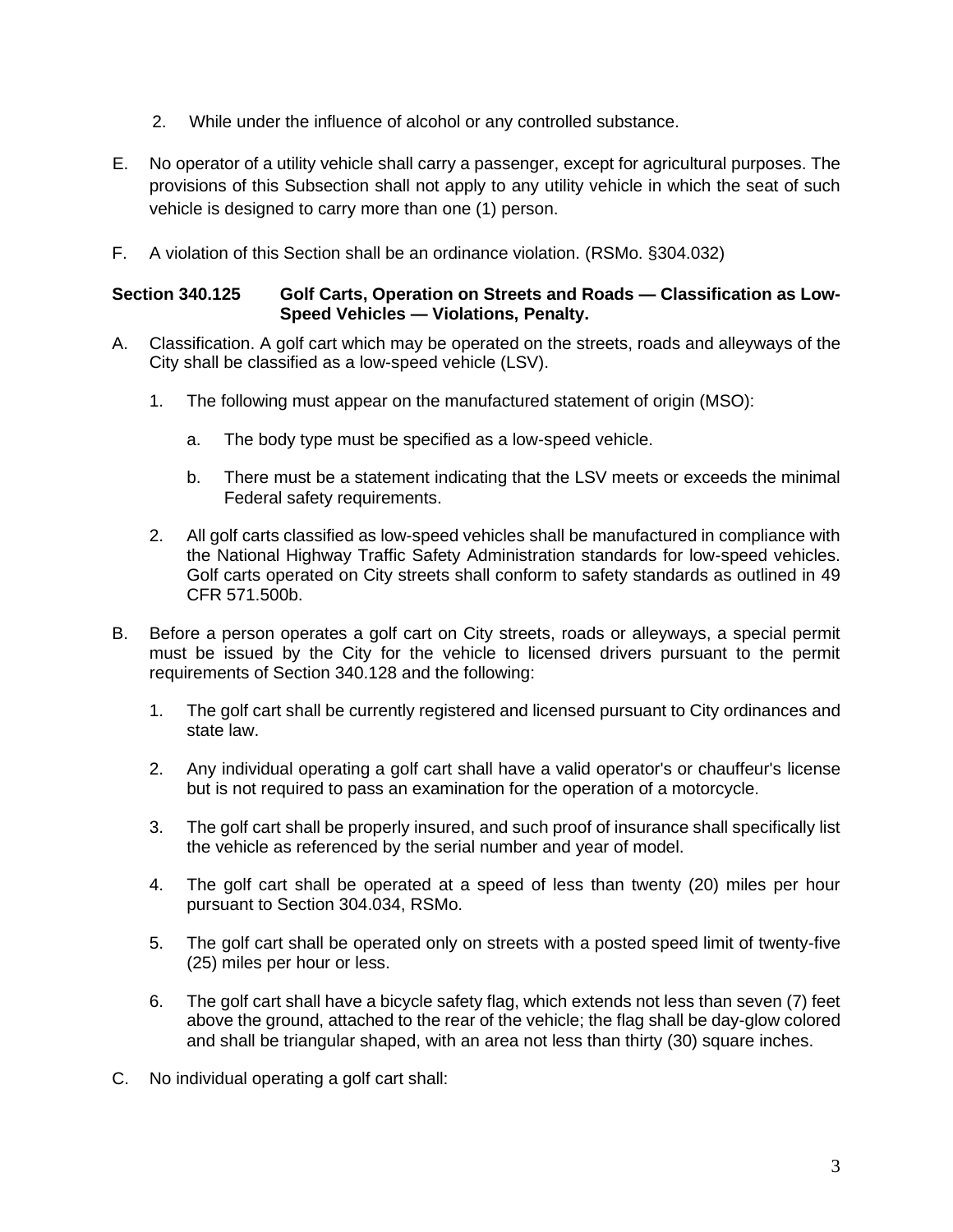2. While under the influence of alcohol or any controlled substance.

E. No operator of a utility vehicle shall carry a passenger, except for agricultural purposes. The provisions of this Subsection shall not apply to any utility vehicle in which the seat of such vehicle is designed to carry more than one (1) person.

F. A violation of this Section shall be an ordinance violation. (RSMo. §304.032)

**Section 340.125 Golf Carts, Operation on Streets and Roads — Classification as Low-Speed Vehicles — Violations, Penalty.**

A. Classification. A golf cart which may be operated on the streets, roads and alleyways of the City shall be classified as a low-speed vehicle (LSV).

   1. The following must appear on the manufactured statement of origin (MSO):

      a. The body type must be specified as a low-speed vehicle.

      b. There must be a statement indicating that the LSV meets or exceeds the minimal Federal safety requirements.

   2. All golf carts classified as low-speed vehicles shall be manufactured in compliance with the National Highway Traffic Safety Administration standards for low-speed vehicles. Golf carts operated on City streets shall conform to safety standards as outlined in 49 CFR 571.500b.

B. Before a person operates a golf cart on City streets, roads or alleyways, a special permit must be issued by the City for the vehicle to licensed drivers pursuant to the permit requirements of Section 340.128 and the following:

   1. The golf cart shall be currently registered and licensed pursuant to City ordinances and state law.

   2. Any individual operating a golf cart shall have a valid operator's or chauffeur's license but is not required to pass an examination for the operation of a motorcycle.

   3. The golf cart shall be properly insured, and such proof of insurance shall specifically list the vehicle as referenced by the serial number and year of model.

   4. The golf cart shall be operated at a speed of less than twenty (20) miles per hour pursuant to Section 304.034, RSMo.

   5. The golf cart shall be operated only on streets with a posted speed limit of twenty-five (25) miles per hour or less.

   6. The golf cart shall have a bicycle safety flag, which extends not less than seven (7) feet above the ground, attached to the rear of the vehicle; the flag shall be day-glow colored and shall be triangular shaped, with an area not less than thirty (30) square inches.

C. No individual operating a golf cart shall: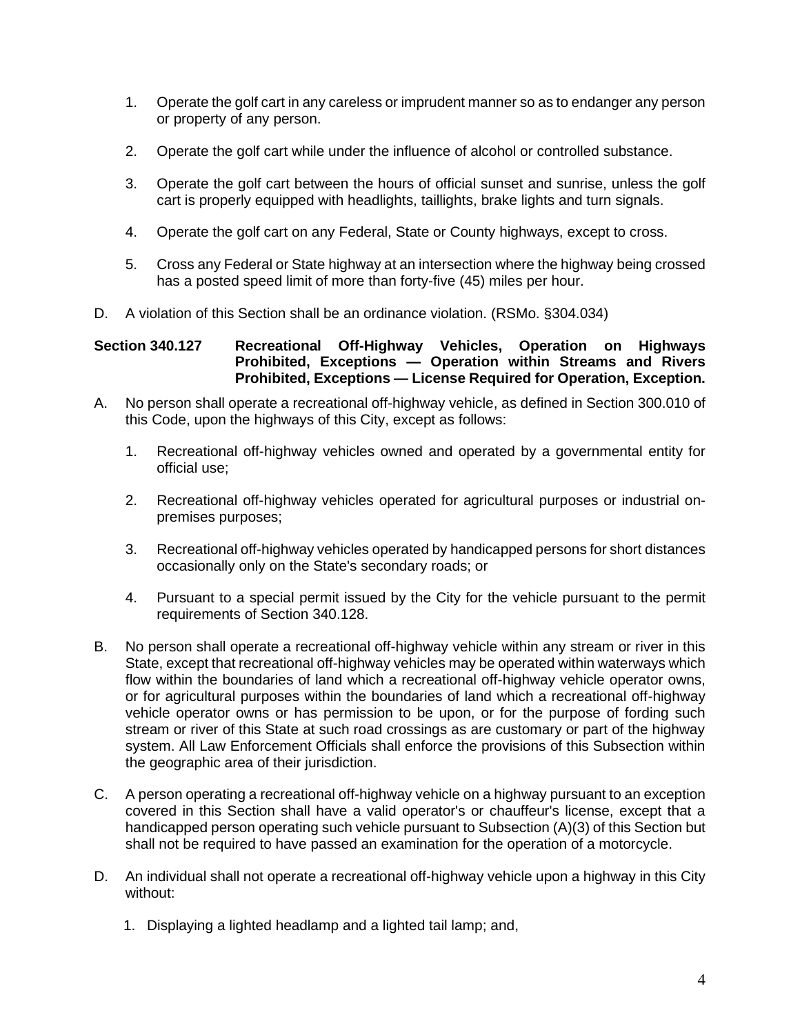1. Operate the golf cart in any careless or imprudent manner so as to endanger any person or property of any person.

2. Operate the golf cart while under the influence of alcohol or controlled substance.

3. Operate the golf cart between the hours of official sunset and sunrise, unless the golf cart is properly equipped with headlights, taillights, brake lights and turn signals.

4. Operate the golf cart on any Federal, State or County highways, except to cross.

5. Cross any Federal or State highway at an intersection where the highway being crossed has a posted speed limit of more than forty-five (45) miles per hour.

D. A violation of this Section shall be an ordinance violation. (RSMo. §304.034)

**Section 340.127 Recreational Off-Highway Vehicles, Operation on Highways Prohibited, Exceptions — Operation within Streams and Rivers Prohibited, Exceptions — License Required for Operation, Exception.**

A. No person shall operate a recreational off-highway vehicle, as defined in Section 300.010 of this Code, upon the highways of this City, except as follows:

   1. Recreational off-highway vehicles owned and operated by a governmental entity for official use;

   2. Recreational off-highway vehicles operated for agricultural purposes or industrial on-premises purposes;

   3. Recreational off-highway vehicles operated by handicapped persons for short distances occasionally only on the State's secondary roads; or

   4. Pursuant to a special permit issued by the City for the vehicle pursuant to the permit requirements of Section 340.128.

B. No person shall operate a recreational off-highway vehicle within any stream or river in this State, except that recreational off-highway vehicles may be operated within waterways which flow within the boundaries of land which a recreational off-highway vehicle operator owns, or for agricultural purposes within the boundaries of land which a recreational off-highway vehicle operator owns or has permission to be upon, or for the purpose of fording such stream or river of this State at such road crossings as are customary or part of the highway system. All Law Enforcement Officials shall enforce the provisions of this Subsection within the geographic area of their jurisdiction.

C. A person operating a recreational off-highway vehicle on a highway pursuant to an exception covered in this Section shall have a valid operator's or chauffeur's license, except that a handicapped person operating such vehicle pursuant to Subsection (A)(3) of this Section but shall not be required to have passed an examination for the operation of a motorcycle.

D. An individual shall not operate a recreational off-highway vehicle upon a highway in this City without:

   1. Displaying a lighted headlamp and a lighted tail lamp; and,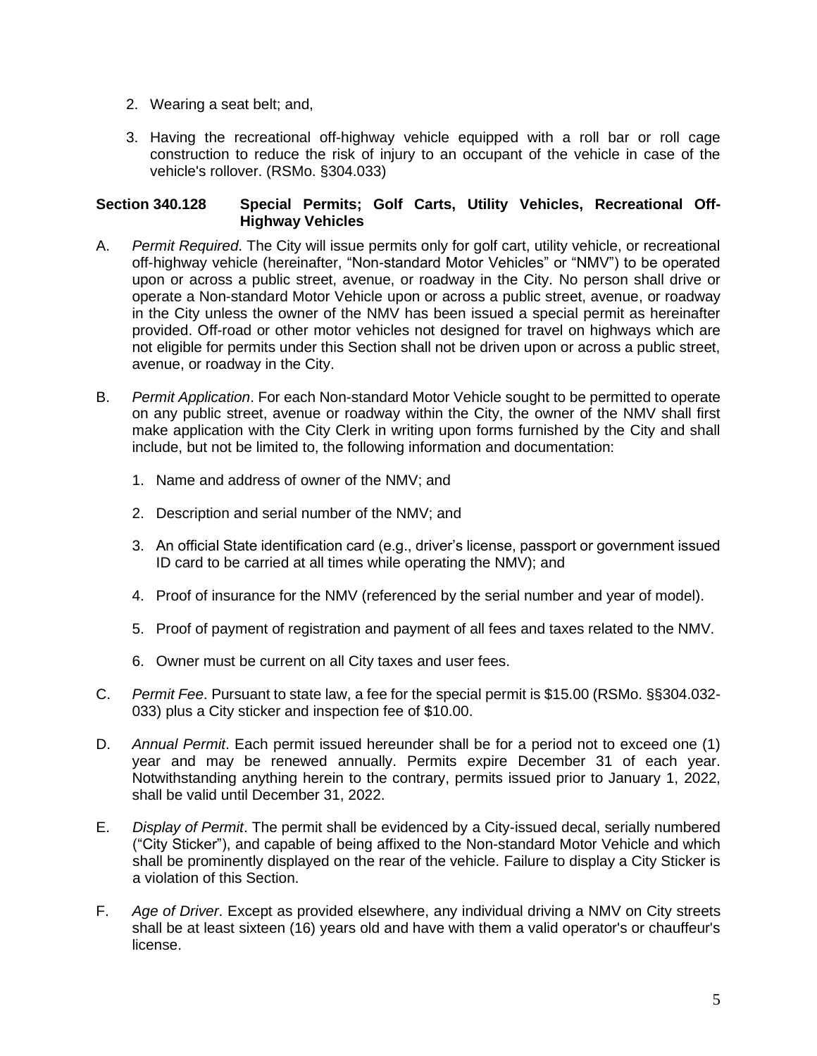2. Wearing a seat belt; and,

3. Having the recreational off-highway vehicle equipped with a roll bar or roll cage construction to reduce the risk of injury to an occupant of the vehicle in case of the vehicle's rollover. (RSMo. §304.033)

### Section 340.128 Special Permits; Golf Carts, Utility Vehicles, Recreational Off-Highway Vehicles

A. *Permit Required*. The City will issue permits only for golf cart, utility vehicle, or recreational off-highway vehicle (hereinafter, "Non-standard Motor Vehicles" or "NMV") to be operated upon or across a public street, avenue, or roadway in the City. No person shall drive or operate a Non-standard Motor Vehicle upon or across a public street, avenue, or roadway in the City unless the owner of the NMV has been issued a special permit as hereinafter provided. Off-road or other motor vehicles not designed for travel on highways which are not eligible for permits under this Section shall not be driven upon or across a public street, avenue, or roadway in the City.

B. *Permit Application*. For each Non-standard Motor Vehicle sought to be permitted to operate on any public street, avenue or roadway within the City, the owner of the NMV shall first make application with the City Clerk in writing upon forms furnished by the City and shall include, but not be limited to, the following information and documentation:

   1. Name and address of owner of the NMV; and

   2. Description and serial number of the NMV; and

   3. An official State identification card (e.g., driver's license, passport or government issued ID card to be carried at all times while operating the NMV); and

   4. Proof of insurance for the NMV (referenced by the serial number and year of model).

   5. Proof of payment of registration and payment of all fees and taxes related to the NMV.

   6. Owner must be current on all City taxes and user fees.

C. *Permit Fee*. Pursuant to state law, a fee for the special permit is $15.00 (RSMo. §§304.032-033) plus a City sticker and inspection fee of $10.00.

D. *Annual Permit*. Each permit issued hereunder shall be for a period not to exceed one (1) year and may be renewed annually. Permits expire December 31 of each year. Notwithstanding anything herein to the contrary, permits issued prior to January 1, 2022, shall be valid until December 31, 2022.

E. *Display of Permit*. The permit shall be evidenced by a City-issued decal, serially numbered ("City Sticker"), and capable of being affixed to the Non-standard Motor Vehicle and which shall be prominently displayed on the rear of the vehicle. Failure to display a City Sticker is a violation of this Section.

F. *Age of Driver*. Except as provided elsewhere, any individual driving a NMV on City streets shall be at least sixteen (16) years old and have with them a valid operator's or chauffeur's license.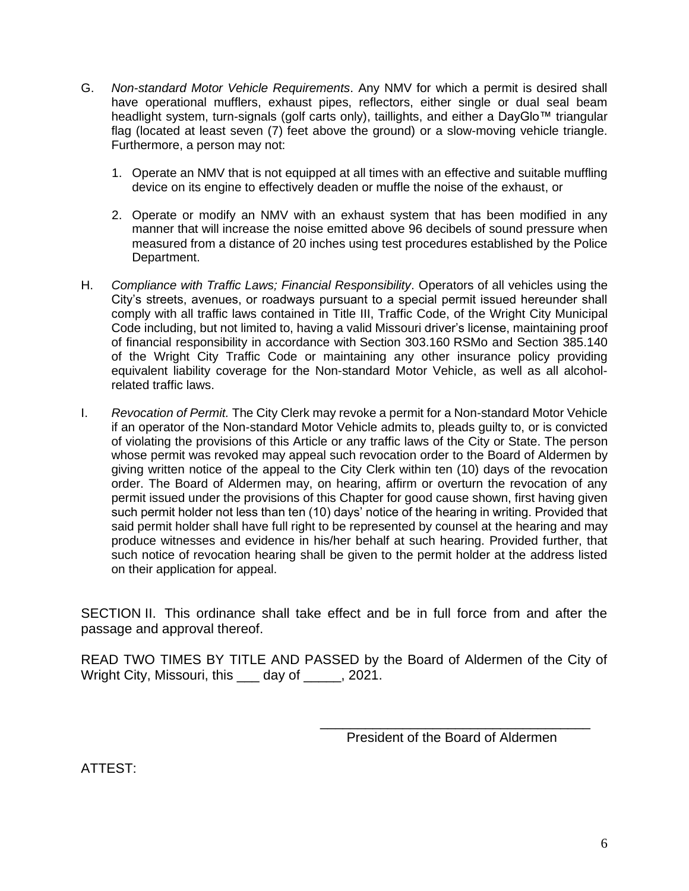G. *Non-standard Motor Vehicle Requirements*. Any NMV for which a permit is desired shall have operational mufflers, exhaust pipes, reflectors, either single or dual seal beam headlight system, turn-signals (golf carts only), taillights, and either a DayGlo™ triangular flag (located at least seven (7) feet above the ground) or a slow-moving vehicle triangle. Furthermore, a person may not:

   1. Operate an NMV that is not equipped at all times with an effective and suitable muffling device on its engine to effectively deaden or muffle the noise of the exhaust, or

   2. Operate or modify an NMV with an exhaust system that has been modified in any manner that will increase the noise emitted above 96 decibels of sound pressure when measured from a distance of 20 inches using test procedures established by the Police Department.

H. *Compliance with Traffic Laws; Financial Responsibility*. Operators of all vehicles using the City's streets, avenues, or roadways pursuant to a special permit issued hereunder shall comply with all traffic laws contained in Title III, Traffic Code, of the Wright City Municipal Code including, but not limited to, having a valid Missouri driver's license, maintaining proof of financial responsibility in accordance with Section 303.160 RSMo and Section 385.140 of the Wright City Traffic Code or maintaining any other insurance policy providing equivalent liability coverage for the Non-standard Motor Vehicle, as well as all alcohol-related traffic laws.

I. *Revocation of Permit.* The City Clerk may revoke a permit for a Non-standard Motor Vehicle if an operator of the Non-standard Motor Vehicle admits to, pleads guilty to, or is convicted of violating the provisions of this Article or any traffic laws of the City or State. The person whose permit was revoked may appeal such revocation order to the Board of Aldermen by giving written notice of the appeal to the City Clerk within ten (10) days of the revocation order. The Board of Aldermen may, on hearing, affirm or overturn the revocation of any permit issued under the provisions of this Chapter for good cause shown, first having given such permit holder not less than ten (10) days' notice of the hearing in writing. Provided that said permit holder shall have full right to be represented by counsel at the hearing and may produce witnesses and evidence in his/her behalf at such hearing. Provided further, that such notice of revocation hearing shall be given to the permit holder at the address listed on their application for appeal.

SECTION II. This ordinance shall take effect and be in full force from and after the passage and approval thereof.

READ TWO TIMES BY TITLE AND PASSED by the Board of Aldermen of the City of Wright City, Missouri, this ___ day of _____, 2021.

___________________________________
President of the Board of Aldermen

ATTEST: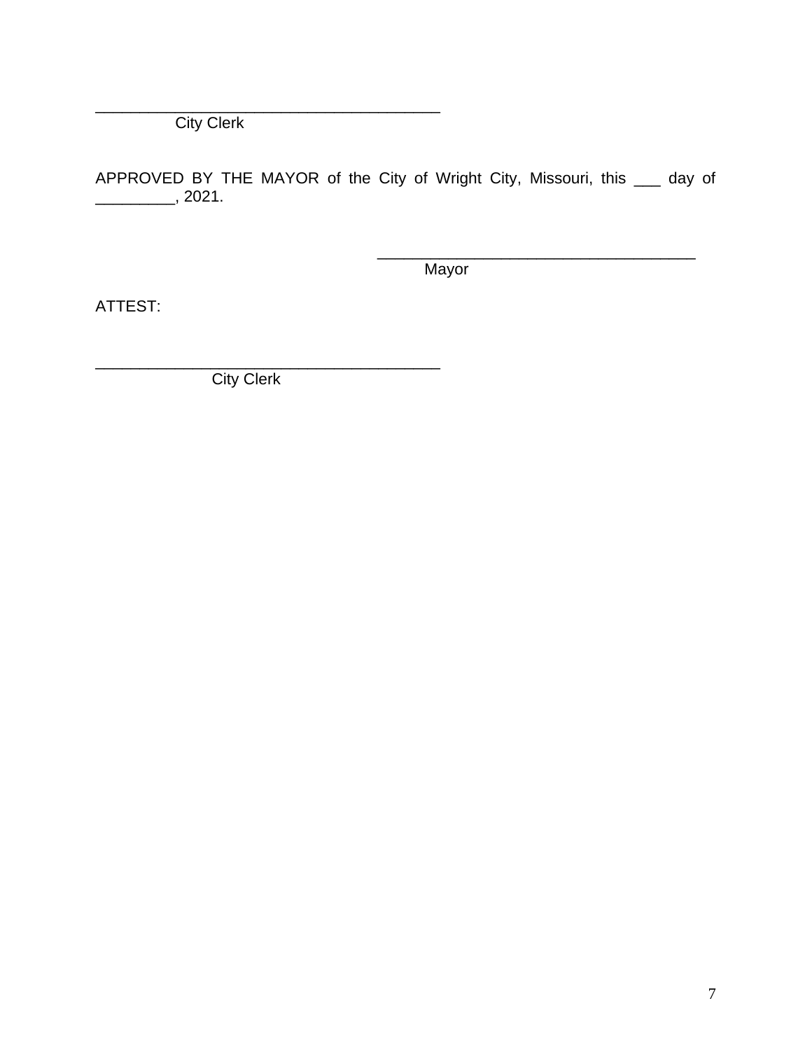\_\_\_\_\_\_\_\_\_\_\_\_\_\_\_\_\_\_\_\_\_\_\_\_\_\_\_\_\_\_\_\_\_\_\_\_\_\_\_\_
City Clerk

APPROVED BY THE MAYOR of the City of Wright City, Missouri, this ___ day of _________, 2021.

\_\_\_\_\_\_\_\_\_\_\_\_\_\_\_\_\_\_\_\_\_\_\_\_\_\_\_\_\_\_\_\_\_\_\_\_\_\_
Mayor

ATTEST:

\_\_\_\_\_\_\_\_\_\_\_\_\_\_\_\_\_\_\_\_\_\_\_\_\_\_\_\_\_\_\_\_\_\_\_\_\_\_\_\_
City Clerk